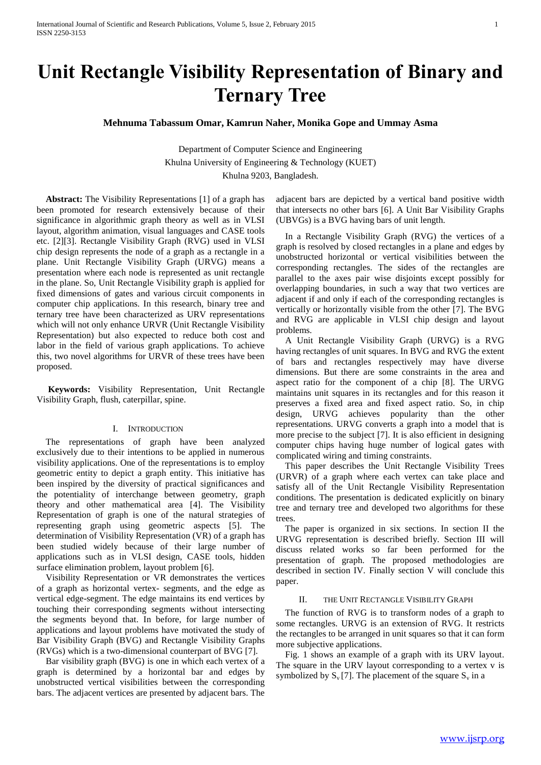# Unit Rectangle Visibility Representation of Binary and Ternary Tree

**Mehnuma Tabassum Omar, Kamrun Naher, Monika Gope and Ummay Asma**

Department of Computer Science and Engineering
Khulna University of Engineering & Technology (KUET)
Khulna 9203, Bangladesh.

**Abstract:** The Visibility Representations [1] of a graph has been promoted for research extensively because of their significance in algorithmic graph theory as well as in VLSI layout, algorithm animation, visual languages and CASE tools etc. [2][3]. Rectangle Visibility Graph (RVG) used in VLSI chip design represents the node of a graph as a rectangle in a plane. Unit Rectangle Visibility Graph (URVG) means a presentation where each node is represented as unit rectangle in the plane. So, Unit Rectangle Visibility graph is applied for fixed dimensions of gates and various circuit components in computer chip applications. In this research, binary tree and ternary tree have been characterized as URV representations which will not only enhance URVR (Unit Rectangle Visibility Representation) but also expected to reduce both cost and labor in the field of various graph applications. To achieve this, two novel algorithms for URVR of these trees have been proposed.

**Keywords:** Visibility Representation, Unit Rectangle Visibility Graph, flush, caterpillar, spine.

## I. Introduction

The representations of graph have been analyzed exclusively due to their intentions to be applied in numerous visibility applications. One of the representations is to employ geometric entity to depict a graph entity. This initiative has been inspired by the diversity of practical significances and the potentiality of interchange between geometry, graph theory and other mathematical area [4]. The Visibility Representation of graph is one of the natural strategies of representing graph using geometric aspects [5]. The determination of Visibility Representation (VR) of a graph has been studied widely because of their large number of applications such as in VLSI design, CASE tools, hidden surface elimination problem, layout problem [6].

Visibility Representation or VR demonstrates the vertices of a graph as horizontal vertex- segments, and the edge as vertical edge-segment. The edge maintains its end vertices by touching their corresponding segments without intersecting the segments beyond that. In before, for large number of applications and layout problems have motivated the study of Bar Visibility Graph (BVG) and Rectangle Visibility Graphs (RVGs) which is a two-dimensional counterpart of BVG [7].

Bar visibility graph (BVG) is one in which each vertex of a graph is determined by a horizontal bar and edges by unobstructed vertical visibilities between the corresponding bars. The adjacent vertices are presented by adjacent bars. The adjacent bars are depicted by a vertical band positive width that intersects no other bars [6]. A Unit Bar Visibility Graphs (UBVGs) is a BVG having bars of unit length.

In a Rectangle Visibility Graph (RVG) the vertices of a graph is resolved by closed rectangles in a plane and edges by unobstructed horizontal or vertical visibilities between the corresponding rectangles. The sides of the rectangles are parallel to the axes pair wise disjoints except possibly for overlapping boundaries, in such a way that two vertices are adjacent if and only if each of the corresponding rectangles is vertically or horizontally visible from the other [7]. The BVG and RVG are applicable in VLSI chip design and layout problems.

A Unit Rectangle Visibility Graph (URVG) is a RVG having rectangles of unit squares. In BVG and RVG the extent of bars and rectangles respectively may have diverse dimensions. But there are some constraints in the area and aspect ratio for the component of a chip [8]. The URVG maintains unit squares in its rectangles and for this reason it preserves a fixed area and fixed aspect ratio. So, in chip design, URVG achieves popularity than the other representations. URVG converts a graph into a model that is more precise to the subject [7]. It is also efficient in designing computer chips having huge number of logical gates with complicated wiring and timing constraints.

This paper describes the Unit Rectangle Visibility Trees (URVR) of a graph where each vertex can take place and satisfy all of the Unit Rectangle Visibility Representation conditions. The presentation is dedicated explicitly on binary tree and ternary tree and developed two algorithms for these trees.

The paper is organized in six sections. In section II the URVG representation is described briefly. Section III will discuss related works so far been performed for the presentation of graph. The proposed methodologies are described in section IV. Finally section V will conclude this paper.

## II. The Unit Rectangle Visibility Graph

The function of RVG is to transform nodes of a graph to some rectangles. URVG is an extension of RVG. It restricts the rectangles to be arranged in unit squares so that it can form more subjective applications.

Fig. 1 shows an example of a graph with its URV layout. The square in the URV layout corresponding to a vertex v is symbolized by $S_v$ [7]. The placement of the square $S_v$ in a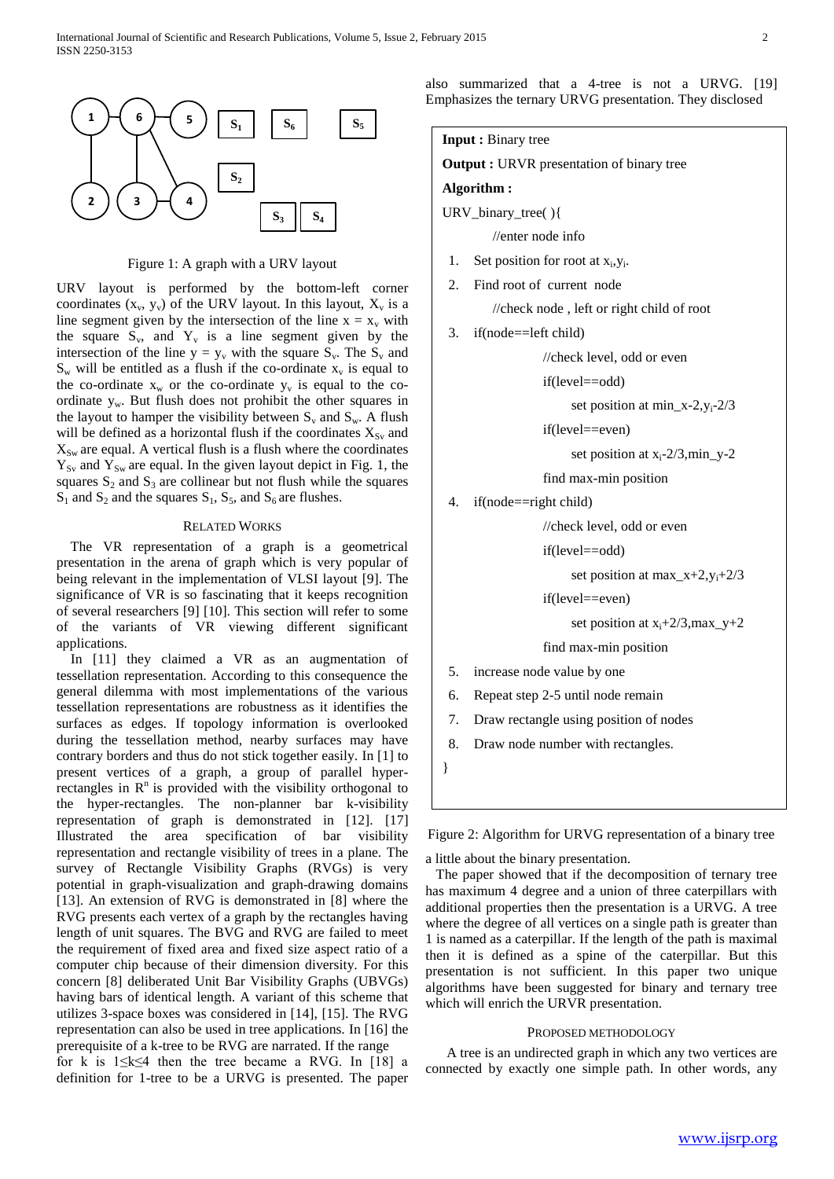Figure 1: A graph with a URV layout

URV layout is performed by the bottom-left corner coordinates ($x_v$, $y_v$) of the URV layout. In this layout, $X_v$ is a line segment given by the intersection of the line $x = x_v$ with the square $S_v$, and $Y_v$ is a line segment given by the intersection of the line $y = y_v$ with the square $S_v$. The $S_v$ and $S_w$ will be entitled as a flush if the co-ordinate $x_v$ is equal to the co-ordinate $x_w$ or the co-ordinate $y_v$ is equal to the co-ordinate $y_w$. But flush does not prohibit the other squares in the layout to hamper the visibility between $S_v$ and $S_w$. A flush will be defined as a horizontal flush if the coordinates $X_{Sv}$ and $X_{Sw}$ are equal. A vertical flush is a flush where the coordinates $Y_{Sv}$ and $Y_{Sw}$ are equal. In the given layout depict in Fig. 1, the squares $S_2$ and $S_3$ are collinear but not flush while the squares $S_1$ and $S_2$ and the squares $S_1$, $S_5$, and $S_6$ are flushes.

## Related Works

The VR representation of a graph is a geometrical presentation in the arena of graph which is very popular of being relevant in the implementation of VLSI layout [9]. The significance of VR is so fascinating that it keeps recognition of several researchers [9] [10]. This section will refer to some of the variants of VR viewing different significant applications.

In [11] they claimed a VR as an augmentation of tessellation representation. According to this consequence the general dilemma with most implementations of the various tessellation representations are robustness as it identifies the surfaces as edges. If topology information is overlooked during the tessellation method, nearby surfaces may have contrary borders and thus do not stick together easily. In [1] to present vertices of a graph, a group of parallel hyper-rectangles in $R^n$ is provided with the visibility orthogonal to the hyper-rectangles. The non-planner bar k-visibility representation of graph is demonstrated in [12]. [17] Illustrated the area specification of bar visibility representation and rectangle visibility of trees in a plane. The survey of Rectangle Visibility Graphs (RVGs) is very potential in graph-visualization and graph-drawing domains [13]. An extension of RVG is demonstrated in [8] where the RVG presents each vertex of a graph by the rectangles having length of unit squares. The BVG and RVG are failed to meet the requirement of fixed area and fixed size aspect ratio of a computer chip because of their dimension diversity. For this concern [8] deliberated Unit Bar Visibility Graphs (UBVGs) having bars of identical length. A variant of this scheme that utilizes 3-space boxes was considered in [14], [15]. The RVG representation can also be used in tree applications. In [16] the prerequisite of a k-tree to be RVG are narrated. If the range for k is $1 \leq k \leq 4$ then the tree became a RVG. In [18] a definition for 1-tree to be a URVG is presented. The paper also summarized that a 4-tree is not a URVG. [19] Emphasizes the ternary URVG presentation. They disclosed a little about the binary presentation.

```
Input : Binary tree
Output : URVR presentation of binary tree
Algorithm :
URV_binary_tree( ){
        //enter node info
 1. Set position for root at xi,yi.
 2. Find root of current node
        //check node , left or right child of root
 3. if(node==left child)
                //check level, odd or even
                if(level==odd)
                    set position at min_x-2,yi-2/3
                if(level==even)
                    set position at xi-2/3,min_y-2
                find max-min position
 4. if(node==right child)
                //check level, odd or even
                if(level==odd)
                    set position at max_x+2,yi+2/3
                if(level==even)
                    set position at xi+2/3,max_y+2
                find max-min position
 5. increase node value by one
 6. Repeat step 2-5 until node remain
 7. Draw rectangle using position of nodes
 8. Draw node number with rectangles.
}
```

Figure 2: Algorithm for URVG representation of a binary tree

The paper showed that if the decomposition of ternary tree has maximum 4 degree and a union of three caterpillars with additional properties then the presentation is a URVG. A tree where the degree of all vertices on a single path is greater than 1 is named as a caterpillar. If the length of the path is maximal then it is defined as a spine of the caterpillar. But this presentation is not sufficient. In this paper two unique algorithms have been suggested for binary and ternary tree which will enrich the URVR presentation.

## Proposed Methodology

A tree is an undirected graph in which any two vertices are connected by exactly one simple path. In other words, any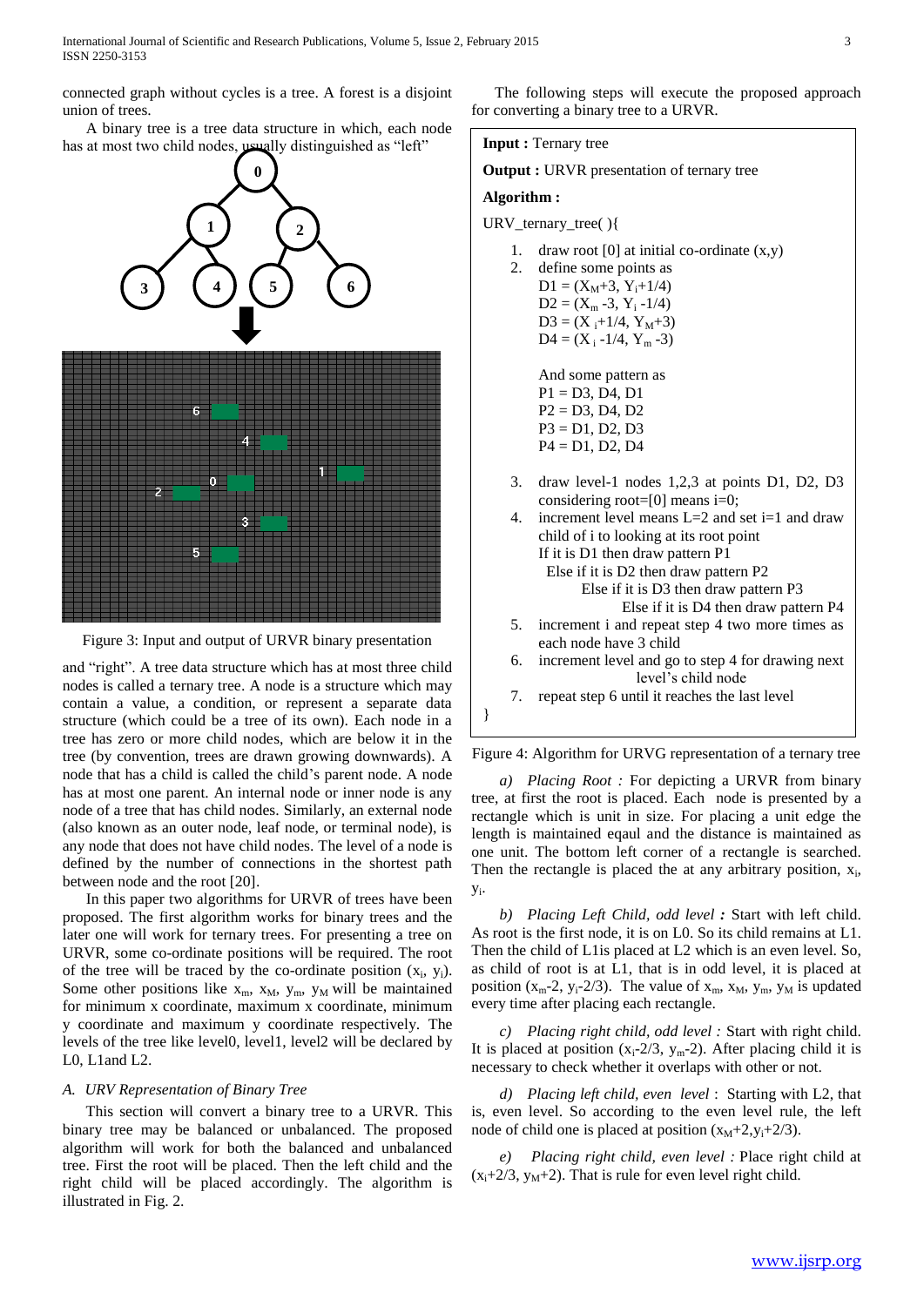connected graph without cycles is a tree. A forest is a disjoint union of trees.

A binary tree is a tree data structure in which, each node has at most two child nodes, usually distinguished as "left" and "right". A tree data structure which has at most three child nodes is called a ternary tree. A node is a structure which may contain a value, a condition, or represent a separate data structure (which could be a tree of its own). Each node in a tree has zero or more child nodes, which are below it in the tree (by convention, trees are drawn growing downwards). A node that has a child is called the child's parent node. A node has at most one parent. An internal node or inner node is any node of a tree that has child nodes. Similarly, an external node (also known as an outer node, leaf node, or terminal node), is any node that does not have child nodes. The level of a node is defined by the number of connections in the shortest path between node and the root [20].

Figure 3: Input and output of URVR binary presentation

In this paper two algorithms for URVR of trees have been proposed. The first algorithm works for binary trees and the later one will work for ternary trees. For presenting a tree on URVR, some co-ordinate positions will be required. The root of the tree will be traced by the co-ordinate position ($x_i$, $y_i$). Some other positions like $x_m$, $x_M$, $y_m$, $y_M$ will be maintained for minimum x coordinate, maximum x coordinate, minimum y coordinate and maximum y coordinate respectively. The levels of the tree like level0, level1, level2 will be declared by L0, L1and L2.

### *A. URV Representation of Binary Tree*

This section will convert a binary tree to a URVR. This binary tree may be balanced or unbalanced. The proposed algorithm will work for both the balanced and unbalanced tree. First the root will be placed. Then the left child and the right child will be placed accordingly. The algorithm is illustrated in Fig. 2.

The following steps will execute the proposed approach for converting a binary tree to a URVR.

**Input :** Ternary tree

**Output :** URVR presentation of ternary tree

**Algorithm :**

URV_ternary_tree( ){

1. draw root [0] at initial co-ordinate (x,y)
2. define some points as
   $D1 = (X_M+3, Y_i+1/4)$
   $D2 = (X_m -3, Y_i -1/4)$
   $D3 = (X_i+1/4, Y_M+3)$
   $D4 = (X_i -1/4, Y_m -3)$

   And some pattern as
   P1 = D3, D4, D1
   P2 = D3, D4, D2
   P3 = D1, D2, D3
   P4 = D1, D2, D4
3. draw level-1 nodes 1,2,3 at points D1, D2, D3 considering root=[0] means i=0;
4. increment level means L=2 and set i=1 and draw child of i to looking at its root point
   If it is D1 then draw pattern P1
   Else if it is D2 then draw pattern P2
   Else if it is D3 then draw pattern P3
   Else if it is D4 then draw pattern P4
5. increment i and repeat step 4 two more times as each node have 3 child
6. increment level and go to step 4 for drawing next level's child node
7. repeat step 6 until it reaches the last level

}

Figure 4: Algorithm for URVG representation of a ternary tree

*a) Placing Root :* For depicting a URVR from binary tree, at first the root is placed. Each node is presented by a rectangle which is unit in size. For placing a unit edge the length is maintained eqaul and the distance is maintained as one unit. The bottom left corner of a rectangle is searched. Then the rectangle is placed the at any arbitrary position, $x_i$, $y_i$.

*b) Placing Left Child, odd level* **:** Start with left child. As root is the first node, it is on L0. So its child remains at L1. Then the child of L1is placed at L2 which is an even level. So, as child of root is at L1, that is in odd level, it is placed at position ($x_m$-2, $y_i$-2/3). The value of $x_m$, $x_M$, $y_m$, $y_M$ is updated every time after placing each rectangle.

*c) Placing right child, odd level :* Start with right child. It is placed at position ($x_i$-2/3, $y_m$-2). After placing child it is necessary to check whether it overlaps with other or not.

*d) Placing left child, even level* : Starting with L2, that is, even level. So according to the even level rule, the left node of child one is placed at position ($x_M$+2,$y_i$+2/3).

*e) Placing right child, even level :* Place right child at ($x_i$+2/3, $y_M$+2). That is rule for even level right child.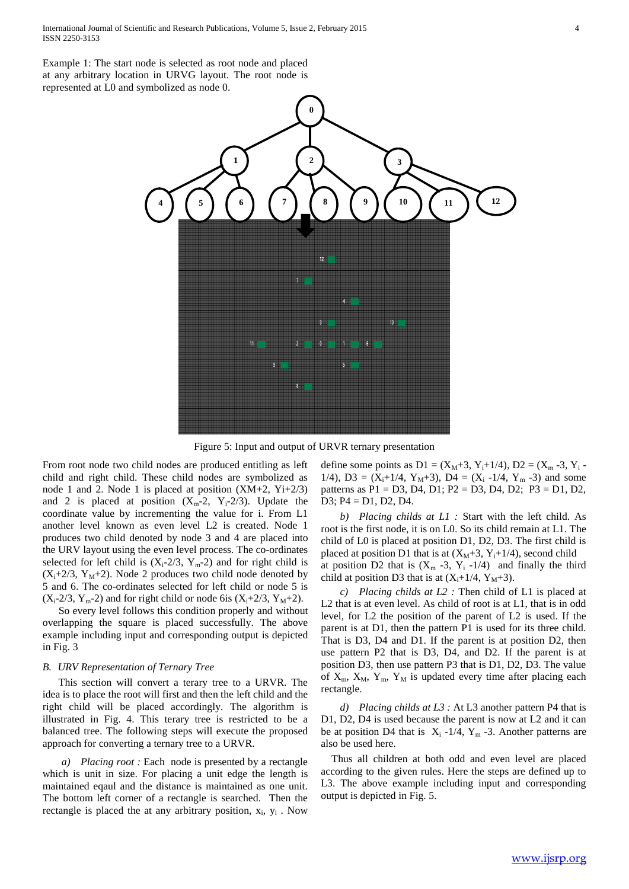Example 1: The start node is selected as root node and placed at any arbitrary location in URVG layout. The root node is represented at L0 and symbolized as node 0.

Figure 5: Input and output of URVR ternary presentation

From root node two child nodes are produced entitling as left child and right child. These child nodes are symbolized as node 1 and 2. Node 1 is placed at position (XM+2, Yi+2/3) and 2 is placed at position ($X_m$-2, $Y_i$-2/3). Update the coordinate value by incrementing the value for i. From L1 another level known as even level L2 is created. Node 1 produces two child denoted by node 3 and 4 are placed into the URV layout using the even level process. The co-ordinates selected for left child is ($X_i$-2/3, $Y_m$-2) and for right child is ($X_i$+2/3, $Y_M$+2). Node 2 produces two child node denoted by 5 and 6. The co-ordinates selected for left child or node 5 is ($X_i$-2/3, $Y_m$-2) and for right child or node 6is ($X_i$+2/3, $Y_M$+2).

So every level follows this condition properly and without overlapping the square is placed successfully. The above example including input and corresponding output is depicted in Fig. 3

### *B. URV Representation of Ternary Tree*

This section will convert a terary tree to a URVR. The idea is to place the root will first and then the left child and the right child will be placed accordingly. The algorithm is illustrated in Fig. 4. This terary tree is restricted to be a balanced tree. The following steps will execute the proposed approach for converting a ternary tree to a URVR.

*a) Placing root :* Each node is presented by a rectangle which is unit in size. For placing a unit edge the length is maintained eqaul and the distance is maintained as one unit. The bottom left corner of a rectangle is searched. Then the rectangle is placed the at any arbitrary position, $x_i$, $y_i$ . Now define some points as D1 = ($X_M$+3, $Y_i$+1/4), D2 = ($X_m$ -3, $Y_i$ -1/4), D3 = ($X_i$+1/4, $Y_M$+3), D4 = ($X_i$ -1/4, $Y_m$ -3) and some patterns as P1 = D3, D4, D1; P2 = D3, D4, D2; P3 = D1, D2, D3; P4 = D1, D2, D4.

*b) Placing childs at L1 :* Start with the left child. As root is the first node, it is on L0. So its child remain at L1. The child of L0 is placed at position D1, D2, D3. The first child is placed at position D1 that is at ($X_M$+3, $Y_i$+1/4), second child at position D2 that is ($X_m$ -3, $Y_i$ -1/4) and finally the third child at position D3 that is at ($X_i$+1/4, $Y_M$+3).

*c) Placing childs at L2 :* Then child of L1 is placed at L2 that is at even level. As child of root is at L1, that is in odd level, for L2 the position of the parent of L2 is used. If the parent is at D1, then the pattern P1 is used for its three child. That is D3, D4 and D1. If the parent is at position D2, then use pattern P2 that is D3, D4, and D2. If the parent is at position D3, then use pattern P3 that is D1, D2, D3. The value of $X_m$, $X_M$, $Y_m$, $Y_M$ is updated every time after placing each rectangle.

*d) Placing childs at L3 :* At L3 another pattern P4 that is D1, D2, D4 is used because the parent is now at L2 and it can be at position D4 that is $X_i$ -1/4, $Y_m$ -3. Another patterns are also be used here.

Thus all children at both odd and even level are placed according to the given rules. Here the steps are defined up to L3. The above example including input and corresponding output is depicted in Fig. 5.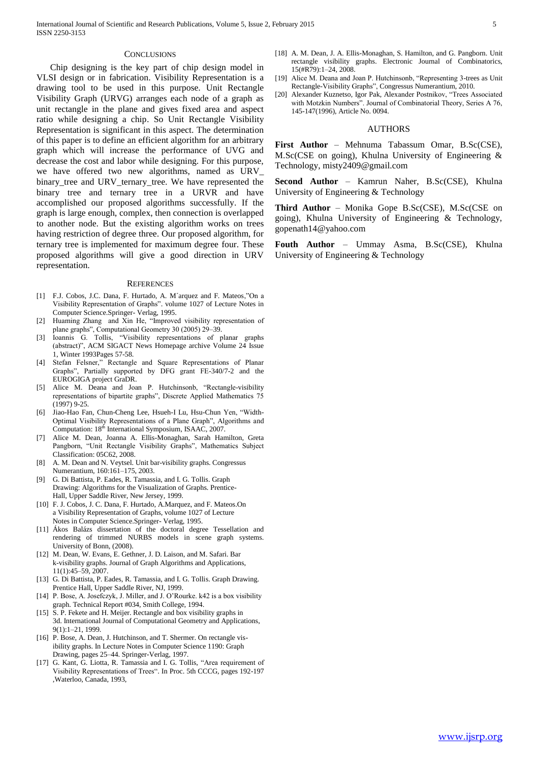## CONCLUSIONS

Chip designing is the key part of chip design model in VLSI design or in fabrication. Visibility Representation is a drawing tool to be used in this purpose. Unit Rectangle Visibility Graph (URVG) arranges each node of a graph as unit rectangle in the plane and gives fixed area and aspect ratio while designing a chip. So Unit Rectangle Visibility Representation is significant in this aspect. The determination of this paper is to define an efficient algorithm for an arbitrary graph which will increase the performance of UVG and decrease the cost and labor while designing. For this purpose, we have offered two new algorithms, named as URV_ binary_tree and URV_ternary_tree. We have represented the binary tree and ternary tree in a URVR and have accomplished our proposed algorithms successfully. If the graph is large enough, complex, then connection is overlapped to another node. But the existing algorithm works on trees having restriction of degree three. Our proposed algorithm, for ternary tree is implemented for maximum degree four. These proposed algorithms will give a good direction in URV representation.

## REFERENCES

[1] F.J. Cobos, J.C. Dana, F. Hurtado, A. M´arquez and F. Mateos,"On a Visibility Representation of Graphs". volume 1027 of Lecture Notes in Computer Science.Springer- Verlag, 1995.

[2] Huaming Zhang and Xin He, "Improved visibility representation of plane graphs", Computational Geometry 30 (2005) 29–39.

[3] Ioannis G. Tollis, "Visibility representations of planar graphs (abstract)", ACM SIGACT News Homepage archive Volume 24 Issue 1, Winter 1993Pages 57-58.

[4] Stefan Felsner," Rectangle and Square Representations of Planar Graphs", Partially supported by DFG grant FE-340/7-2 and the EUROGIGA project GraDR.

[5] Alice M. Deana and Joan P. Hutchinsonb, "Rectangle-visibility representations of bipartite graphs", Discrete Applied Mathematics 75 (1997) 9-25.

[6] Jiao-Hao Fan, Chun-Cheng Lee, Hsueh-I Lu, Hsu-Chun Yen, "Width-Optimal Visibility Representations of a Plane Graph", Algorithms and Computation: 18th International Symposium, ISAAC, 2007.

[7] Alice M. Dean, Joanna A. Ellis-Monaghan, Sarah Hamilton, Greta Pangborn, "Unit Rectangle Visibility Graphs", Mathematics Subject Classification: 05C62, 2008.

[8] A. M. Dean and N. Veytsel. Unit bar-visibility graphs. Congressus Numerantium, 160:161–175, 2003.

[9] G. Di Battista, P. Eades, R. Tamassia, and I. G. Tollis. Graph Drawing: Algorithms for the Visualization of Graphs. Prentice-Hall, Upper Saddle River, New Jersey, 1999.

[10] F. J. Cobos, J. C. Dana, F. Hurtado, A.Marquez, and F. Mateos.On a Visibility Representation of Graphs, volume 1027 of Lecture Notes in Computer Science.Springer- Verlag, 1995.

[11] Ákos Balázs dissertation of the doctoral degree Tessellation and rendering of trimmed NURBS models in scene graph systems. University of Bonn, (2008).

[12] M. Dean, W. Evans, E. Gethner, J. D. Laison, and M. Safari. Bar k-visibility graphs. Journal of Graph Algorithms and Applications, 11(1):45–59, 2007.

[13] G. Di Battista, P. Eades, R. Tamassia, and I. G. Tollis. Graph Drawing. Prentice Hall, Upper Saddle River, NJ, 1999.

[14] P. Bose, A. Josefczyk, J. Miller, and J. O'Rourke. k42 is a box visibility graph. Technical Report #034, Smith College, 1994.

[15] S. P. Fekete and H. Meijer. Rectangle and box visibility graphs in 3d. International Journal of Computational Geometry and Applications, 9(1):1–21, 1999.

[16] P. Bose, A. Dean, J. Hutchinson, and T. Shermer. On rectangle visibility graphs. In Lecture Notes in Computer Science 1190: Graph Drawing, pages 25–44. Springer-Verlag, 1997.

[17] G. Kant, G. Liotta, R. Tamassia and I. G. Tollis, "Area requirement of Visibility Representations of Trees". In Proc. 5th CCCG, pages 192-197 ,Waterloo, Canada, 1993,

[18] A. M. Dean, J. A. Ellis-Monaghan, S. Hamilton, and G. Pangborn. Unit rectangle visibility graphs. Electronic Journal of Combinatorics, 15(#R79):1–24, 2008.

[19] Alice M. Deana and Joan P. Hutchinsonb, "Representing 3-trees as Unit Rectangle-Visibility Graphs", Congressus Numerantium, 2010.

[20] Alexander Kuznetso, Igor Pak, Alexander Postnikov, "Trees Associated with Motzkin Numbers". Journal of Combinatorial Theory, Series A 76, 145-147(1996), Article No. 0094.

## AUTHORS

**First Author** – Mehnuma Tabassum Omar, B.Sc(CSE), M.Sc(CSE on going), Khulna University of Engineering & Technology, misty2409@gmail.com

**Second Author** – Kamrun Naher, B.Sc(CSE), Khulna University of Engineering & Technology

**Third Author** – Monika Gope B.Sc(CSE), M.Sc(CSE on going), Khulna University of Engineering & Technology, gopenath14@yahoo.com

**Fouth Author** – Ummay Asma, B.Sc(CSE), Khulna University of Engineering & Technology